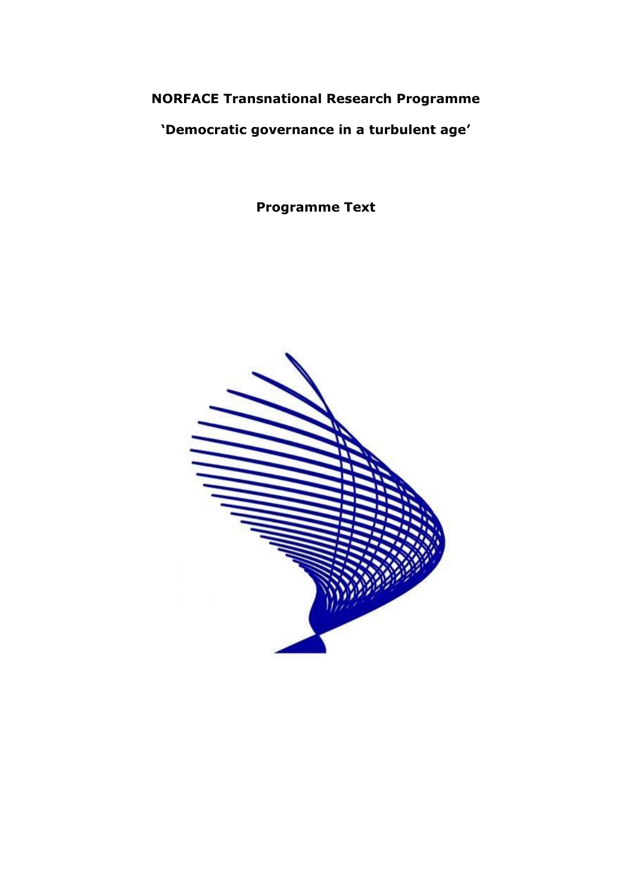**NORFACE Transnational Research Programme**

**'Democratic governance in a turbulent age'**

**Programme Text**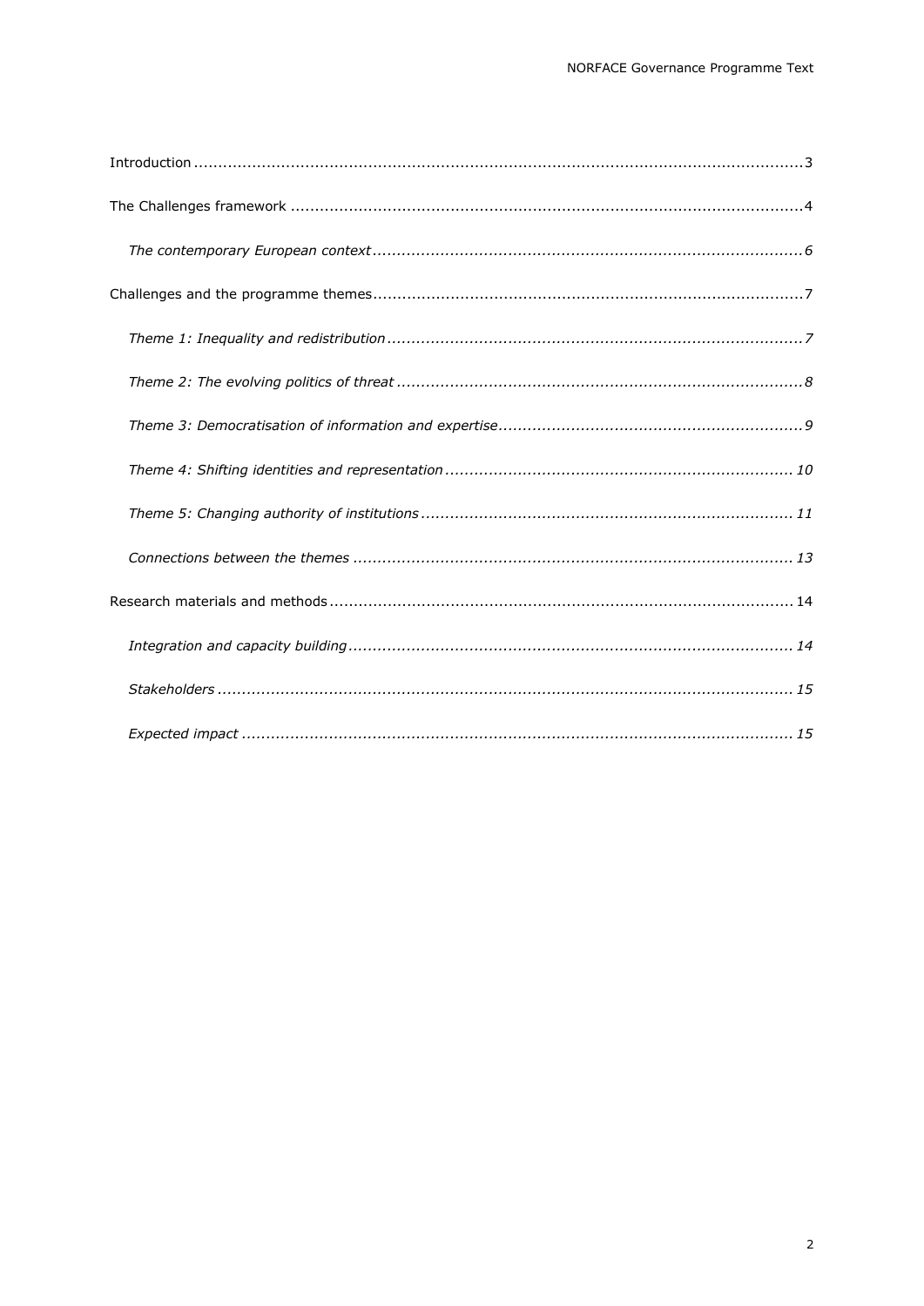Introduction .....3

The Challenges framework .....4

*The contemporary European context* .....6

Challenges and the programme themes .....7

*Theme 1: Inequality and redistribution* .....7

*Theme 2: The evolving politics of threat* .....8

*Theme 3: Democratisation of information and expertise* .....9

*Theme 4: Shifting identities and representation* .....10

*Theme 5: Changing authority of institutions* .....11

*Connections between the themes* .....13

Research materials and methods .....14

*Integration and capacity building* .....14

*Stakeholders* .....15

*Expected impact* .....15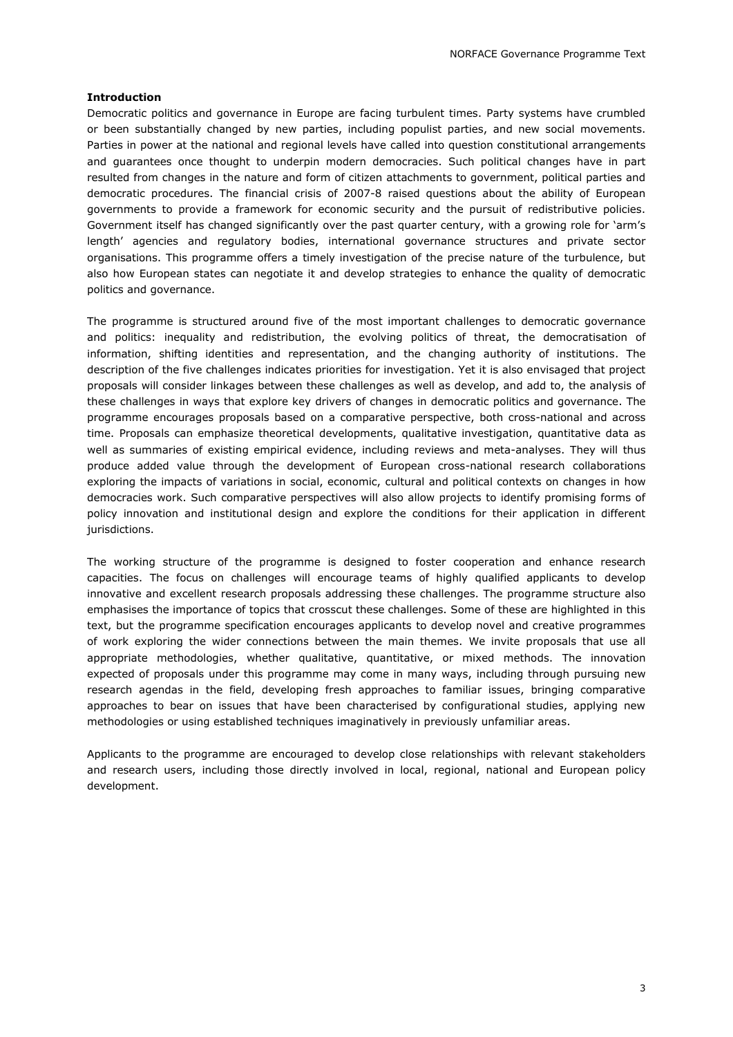**Introduction**

Democratic politics and governance in Europe are facing turbulent times. Party systems have crumbled or been substantially changed by new parties, including populist parties, and new social movements. Parties in power at the national and regional levels have called into question constitutional arrangements and guarantees once thought to underpin modern democracies. Such political changes have in part resulted from changes in the nature and form of citizen attachments to government, political parties and democratic procedures. The financial crisis of 2007-8 raised questions about the ability of European governments to provide a framework for economic security and the pursuit of redistributive policies. Government itself has changed significantly over the past quarter century, with a growing role for 'arm's length' agencies and regulatory bodies, international governance structures and private sector organisations. This programme offers a timely investigation of the precise nature of the turbulence, but also how European states can negotiate it and develop strategies to enhance the quality of democratic politics and governance.

The programme is structured around five of the most important challenges to democratic governance and politics: inequality and redistribution, the evolving politics of threat, the democratisation of information, shifting identities and representation, and the changing authority of institutions. The description of the five challenges indicates priorities for investigation. Yet it is also envisaged that project proposals will consider linkages between these challenges as well as develop, and add to, the analysis of these challenges in ways that explore key drivers of changes in democratic politics and governance. The programme encourages proposals based on a comparative perspective, both cross-national and across time. Proposals can emphasize theoretical developments, qualitative investigation, quantitative data as well as summaries of existing empirical evidence, including reviews and meta-analyses. They will thus produce added value through the development of European cross-national research collaborations exploring the impacts of variations in social, economic, cultural and political contexts on changes in how democracies work. Such comparative perspectives will also allow projects to identify promising forms of policy innovation and institutional design and explore the conditions for their application in different jurisdictions.

The working structure of the programme is designed to foster cooperation and enhance research capacities. The focus on challenges will encourage teams of highly qualified applicants to develop innovative and excellent research proposals addressing these challenges. The programme structure also emphasises the importance of topics that crosscut these challenges. Some of these are highlighted in this text, but the programme specification encourages applicants to develop novel and creative programmes of work exploring the wider connections between the main themes. We invite proposals that use all appropriate methodologies, whether qualitative, quantitative, or mixed methods. The innovation expected of proposals under this programme may come in many ways, including through pursuing new research agendas in the field, developing fresh approaches to familiar issues, bringing comparative approaches to bear on issues that have been characterised by configurational studies, applying new methodologies or using established techniques imaginatively in previously unfamiliar areas.

Applicants to the programme are encouraged to develop close relationships with relevant stakeholders and research users, including those directly involved in local, regional, national and European policy development.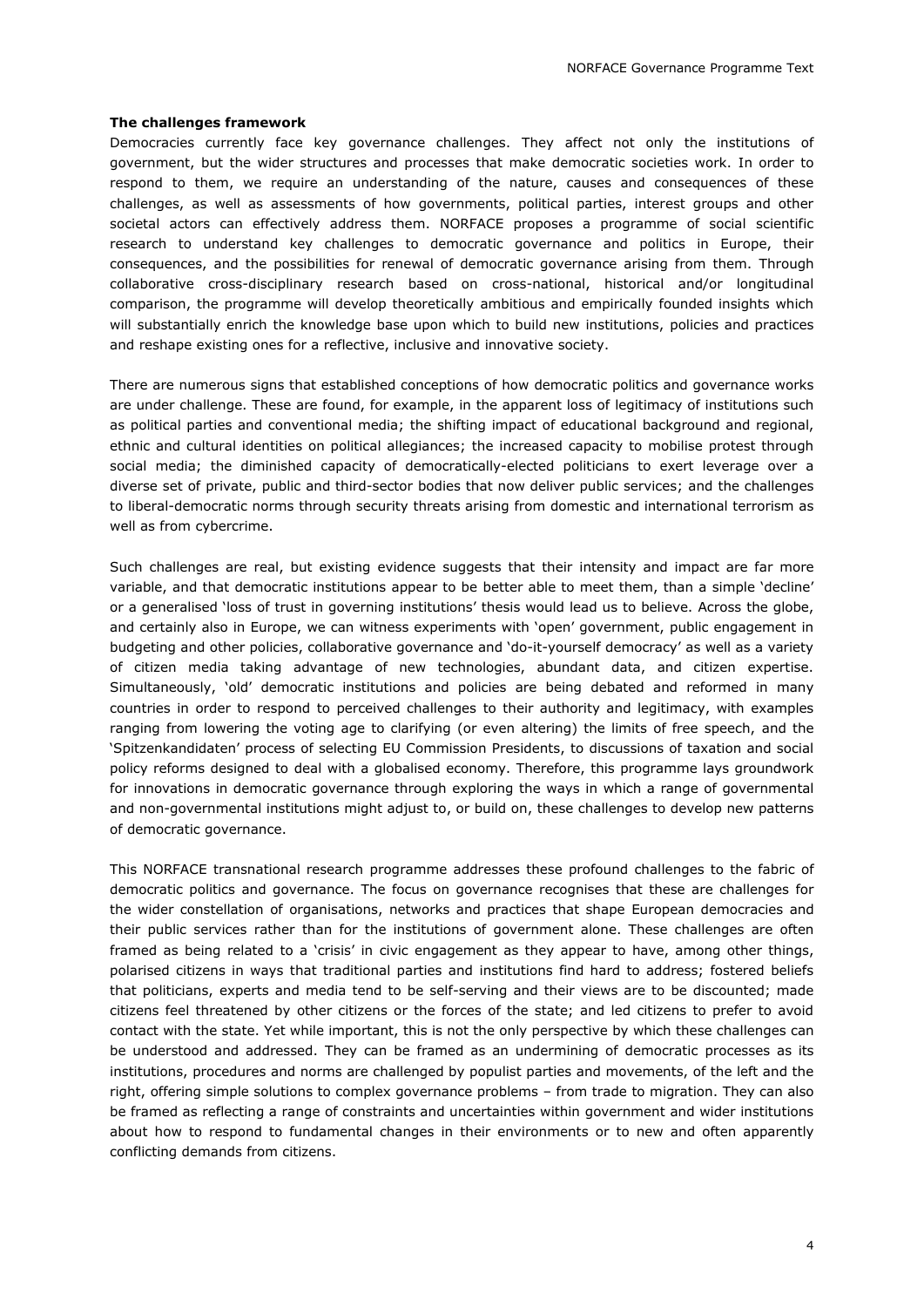**The challenges framework**

Democracies currently face key governance challenges. They affect not only the institutions of government, but the wider structures and processes that make democratic societies work. In order to respond to them, we require an understanding of the nature, causes and consequences of these challenges, as well as assessments of how governments, political parties, interest groups and other societal actors can effectively address them. NORFACE proposes a programme of social scientific research to understand key challenges to democratic governance and politics in Europe, their consequences, and the possibilities for renewal of democratic governance arising from them. Through collaborative cross-disciplinary research based on cross-national, historical and/or longitudinal comparison, the programme will develop theoretically ambitious and empirically founded insights which will substantially enrich the knowledge base upon which to build new institutions, policies and practices and reshape existing ones for a reflective, inclusive and innovative society.

There are numerous signs that established conceptions of how democratic politics and governance works are under challenge. These are found, for example, in the apparent loss of legitimacy of institutions such as political parties and conventional media; the shifting impact of educational background and regional, ethnic and cultural identities on political allegiances; the increased capacity to mobilise protest through social media; the diminished capacity of democratically-elected politicians to exert leverage over a diverse set of private, public and third-sector bodies that now deliver public services; and the challenges to liberal-democratic norms through security threats arising from domestic and international terrorism as well as from cybercrime.

Such challenges are real, but existing evidence suggests that their intensity and impact are far more variable, and that democratic institutions appear to be better able to meet them, than a simple 'decline' or a generalised 'loss of trust in governing institutions' thesis would lead us to believe. Across the globe, and certainly also in Europe, we can witness experiments with 'open' government, public engagement in budgeting and other policies, collaborative governance and 'do-it-yourself democracy' as well as a variety of citizen media taking advantage of new technologies, abundant data, and citizen expertise. Simultaneously, 'old' democratic institutions and policies are being debated and reformed in many countries in order to respond to perceived challenges to their authority and legitimacy, with examples ranging from lowering the voting age to clarifying (or even altering) the limits of free speech, and the 'Spitzenkandidaten' process of selecting EU Commission Presidents, to discussions of taxation and social policy reforms designed to deal with a globalised economy. Therefore, this programme lays groundwork for innovations in democratic governance through exploring the ways in which a range of governmental and non-governmental institutions might adjust to, or build on, these challenges to develop new patterns of democratic governance.

This NORFACE transnational research programme addresses these profound challenges to the fabric of democratic politics and governance. The focus on governance recognises that these are challenges for the wider constellation of organisations, networks and practices that shape European democracies and their public services rather than for the institutions of government alone. These challenges are often framed as being related to a 'crisis' in civic engagement as they appear to have, among other things, polarised citizens in ways that traditional parties and institutions find hard to address; fostered beliefs that politicians, experts and media tend to be self-serving and their views are to be discounted; made citizens feel threatened by other citizens or the forces of the state; and led citizens to prefer to avoid contact with the state. Yet while important, this is not the only perspective by which these challenges can be understood and addressed. They can be framed as an undermining of democratic processes as its institutions, procedures and norms are challenged by populist parties and movements, of the left and the right, offering simple solutions to complex governance problems – from trade to migration. They can also be framed as reflecting a range of constraints and uncertainties within government and wider institutions about how to respond to fundamental changes in their environments or to new and often apparently conflicting demands from citizens.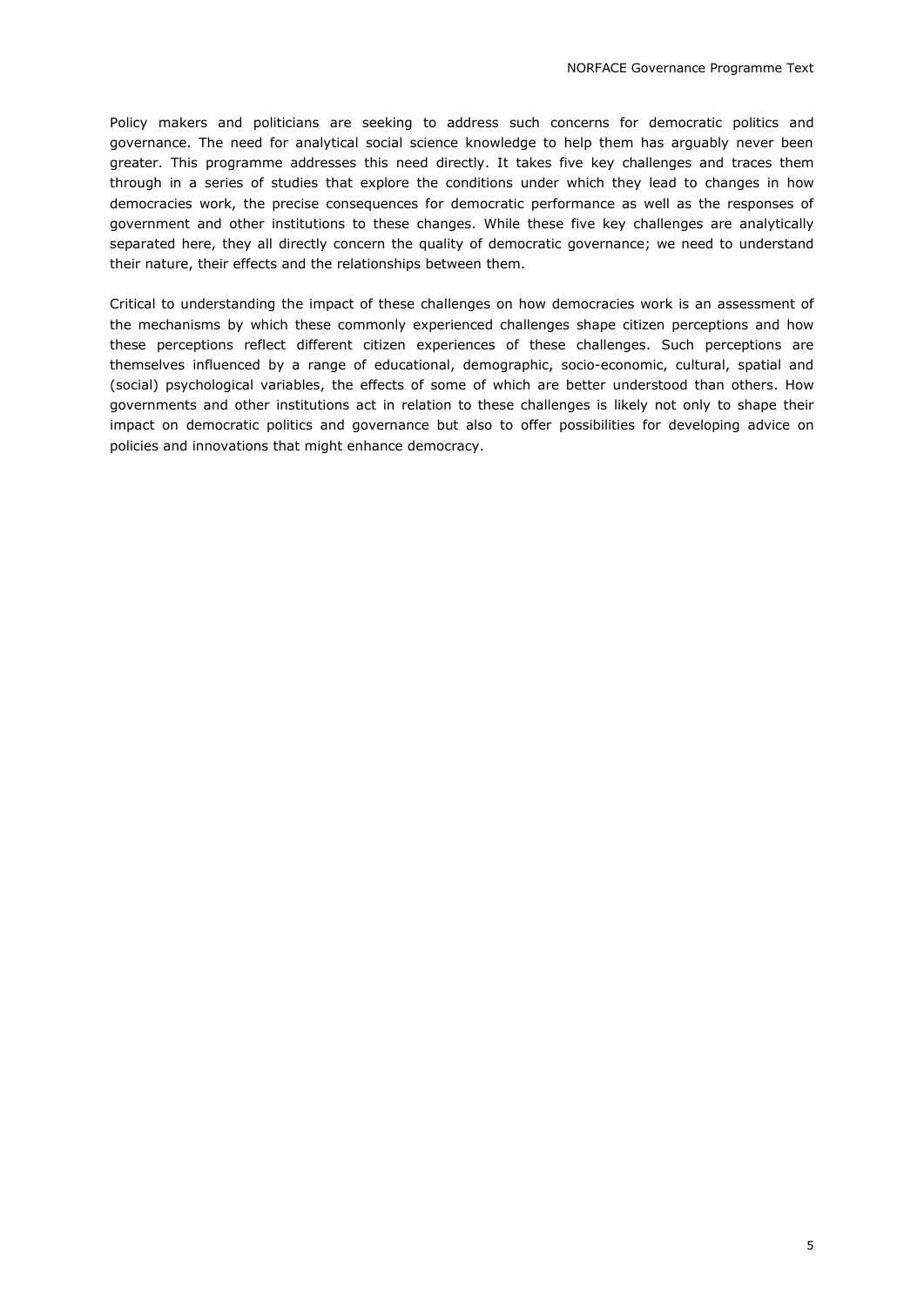Policy makers and politicians are seeking to address such concerns for democratic politics and governance. The need for analytical social science knowledge to help them has arguably never been greater. This programme addresses this need directly. It takes five key challenges and traces them through in a series of studies that explore the conditions under which they lead to changes in how democracies work, the precise consequences for democratic performance as well as the responses of government and other institutions to these changes. While these five key challenges are analytically separated here, they all directly concern the quality of democratic governance; we need to understand their nature, their effects and the relationships between them.

Critical to understanding the impact of these challenges on how democracies work is an assessment of the mechanisms by which these commonly experienced challenges shape citizen perceptions and how these perceptions reflect different citizen experiences of these challenges. Such perceptions are themselves influenced by a range of educational, demographic, socio-economic, cultural, spatial and (social) psychological variables, the effects of some of which are better understood than others. How governments and other institutions act in relation to these challenges is likely not only to shape their impact on democratic politics and governance but also to offer possibilities for developing advice on policies and innovations that might enhance democracy.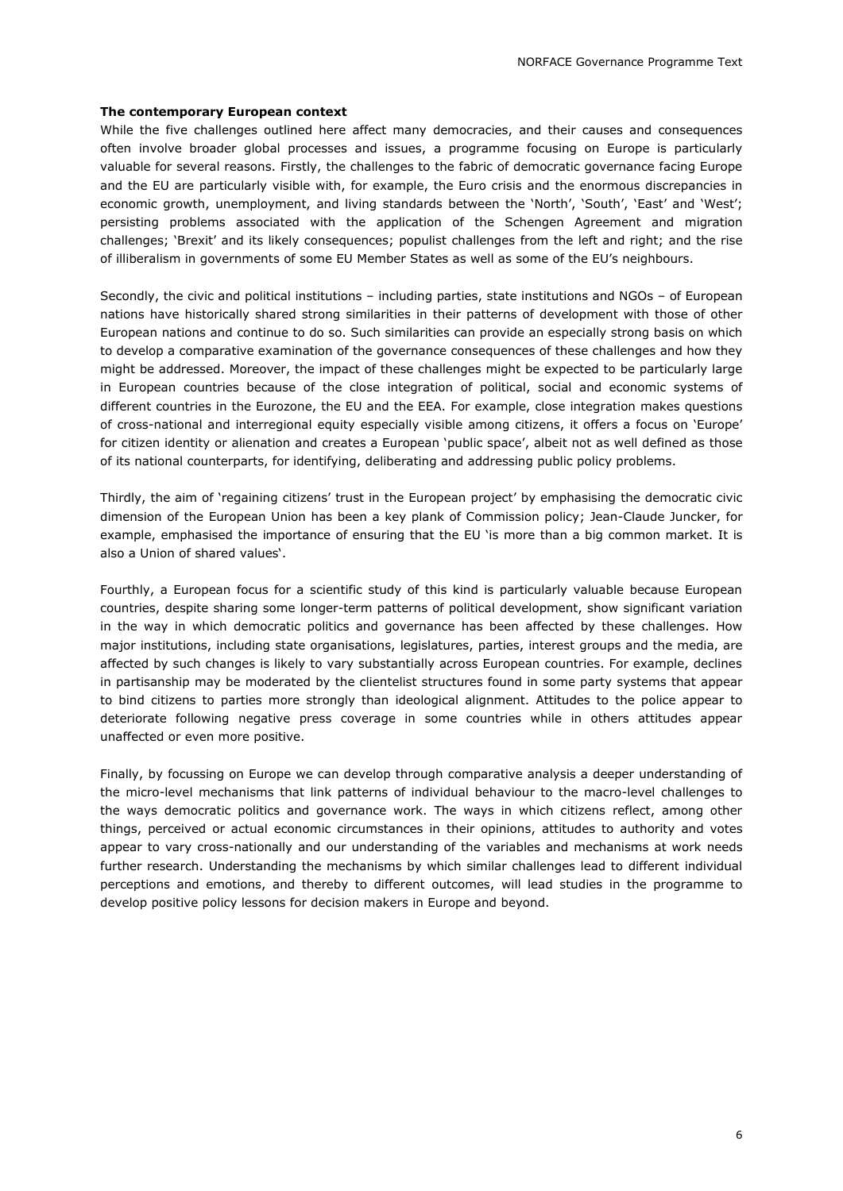**The contemporary European context**

While the five challenges outlined here affect many democracies, and their causes and consequences often involve broader global processes and issues, a programme focusing on Europe is particularly valuable for several reasons. Firstly, the challenges to the fabric of democratic governance facing Europe and the EU are particularly visible with, for example, the Euro crisis and the enormous discrepancies in economic growth, unemployment, and living standards between the 'North', 'South', 'East' and 'West'; persisting problems associated with the application of the Schengen Agreement and migration challenges; 'Brexit' and its likely consequences; populist challenges from the left and right; and the rise of illiberalism in governments of some EU Member States as well as some of the EU's neighbours.

Secondly, the civic and political institutions – including parties, state institutions and NGOs – of European nations have historically shared strong similarities in their patterns of development with those of other European nations and continue to do so. Such similarities can provide an especially strong basis on which to develop a comparative examination of the governance consequences of these challenges and how they might be addressed. Moreover, the impact of these challenges might be expected to be particularly large in European countries because of the close integration of political, social and economic systems of different countries in the Eurozone, the EU and the EEA. For example, close integration makes questions of cross-national and interregional equity especially visible among citizens, it offers a focus on 'Europe' for citizen identity or alienation and creates a European 'public space', albeit not as well defined as those of its national counterparts, for identifying, deliberating and addressing public policy problems.

Thirdly, the aim of 'regaining citizens' trust in the European project' by emphasising the democratic civic dimension of the European Union has been a key plank of Commission policy; Jean-Claude Juncker, for example, emphasised the importance of ensuring that the EU 'is more than a big common market. It is also a Union of shared values'.

Fourthly, a European focus for a scientific study of this kind is particularly valuable because European countries, despite sharing some longer-term patterns of political development, show significant variation in the way in which democratic politics and governance has been affected by these challenges. How major institutions, including state organisations, legislatures, parties, interest groups and the media, are affected by such changes is likely to vary substantially across European countries. For example, declines in partisanship may be moderated by the clientelist structures found in some party systems that appear to bind citizens to parties more strongly than ideological alignment. Attitudes to the police appear to deteriorate following negative press coverage in some countries while in others attitudes appear unaffected or even more positive.

Finally, by focussing on Europe we can develop through comparative analysis a deeper understanding of the micro-level mechanisms that link patterns of individual behaviour to the macro-level challenges to the ways democratic politics and governance work. The ways in which citizens reflect, among other things, perceived or actual economic circumstances in their opinions, attitudes to authority and votes appear to vary cross-nationally and our understanding of the variables and mechanisms at work needs further research. Understanding the mechanisms by which similar challenges lead to different individual perceptions and emotions, and thereby to different outcomes, will lead studies in the programme to develop positive policy lessons for decision makers in Europe and beyond.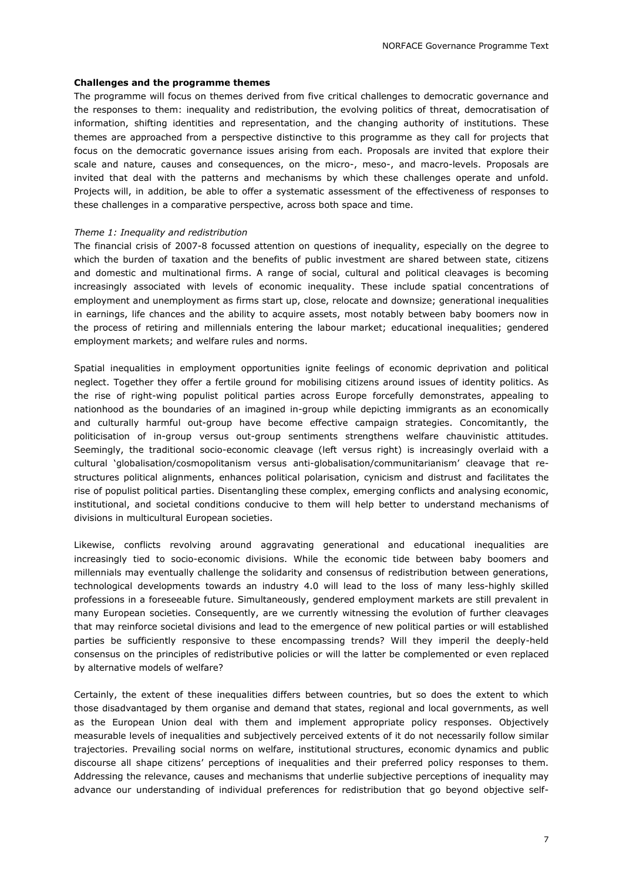**Challenges and the programme themes**

The programme will focus on themes derived from five critical challenges to democratic governance and the responses to them: inequality and redistribution, the evolving politics of threat, democratisation of information, shifting identities and representation, and the changing authority of institutions. These themes are approached from a perspective distinctive to this programme as they call for projects that focus on the democratic governance issues arising from each. Proposals are invited that explore their scale and nature, causes and consequences, on the micro-, meso-, and macro-levels. Proposals are invited that deal with the patterns and mechanisms by which these challenges operate and unfold. Projects will, in addition, be able to offer a systematic assessment of the effectiveness of responses to these challenges in a comparative perspective, across both space and time.

*Theme 1: Inequality and redistribution*

The financial crisis of 2007-8 focussed attention on questions of inequality, especially on the degree to which the burden of taxation and the benefits of public investment are shared between state, citizens and domestic and multinational firms. A range of social, cultural and political cleavages is becoming increasingly associated with levels of economic inequality. These include spatial concentrations of employment and unemployment as firms start up, close, relocate and downsize; generational inequalities in earnings, life chances and the ability to acquire assets, most notably between baby boomers now in the process of retiring and millennials entering the labour market; educational inequalities; gendered employment markets; and welfare rules and norms.

Spatial inequalities in employment opportunities ignite feelings of economic deprivation and political neglect. Together they offer a fertile ground for mobilising citizens around issues of identity politics. As the rise of right-wing populist political parties across Europe forcefully demonstrates, appealing to nationhood as the boundaries of an imagined in-group while depicting immigrants as an economically and culturally harmful out-group have become effective campaign strategies. Concomitantly, the politicisation of in-group versus out-group sentiments strengthens welfare chauvinistic attitudes. Seemingly, the traditional socio-economic cleavage (left versus right) is increasingly overlaid with a cultural 'globalisation/cosmopolitanism versus anti-globalisation/communitarianism' cleavage that re-structures political alignments, enhances political polarisation, cynicism and distrust and facilitates the rise of populist political parties. Disentangling these complex, emerging conflicts and analysing economic, institutional, and societal conditions conducive to them will help better to understand mechanisms of divisions in multicultural European societies.

Likewise, conflicts revolving around aggravating generational and educational inequalities are increasingly tied to socio-economic divisions. While the economic tide between baby boomers and millennials may eventually challenge the solidarity and consensus of redistribution between generations, technological developments towards an industry 4.0 will lead to the loss of many less-highly skilled professions in a foreseeable future. Simultaneously, gendered employment markets are still prevalent in many European societies. Consequently, are we currently witnessing the evolution of further cleavages that may reinforce societal divisions and lead to the emergence of new political parties or will established parties be sufficiently responsive to these encompassing trends? Will they imperil the deeply-held consensus on the principles of redistributive policies or will the latter be complemented or even replaced by alternative models of welfare?

Certainly, the extent of these inequalities differs between countries, but so does the extent to which those disadvantaged by them organise and demand that states, regional and local governments, as well as the European Union deal with them and implement appropriate policy responses. Objectively measurable levels of inequalities and subjectively perceived extents of it do not necessarily follow similar trajectories. Prevailing social norms on welfare, institutional structures, economic dynamics and public discourse all shape citizens' perceptions of inequalities and their preferred policy responses to them. Addressing the relevance, causes and mechanisms that underlie subjective perceptions of inequality may advance our understanding of individual preferences for redistribution that go beyond objective self-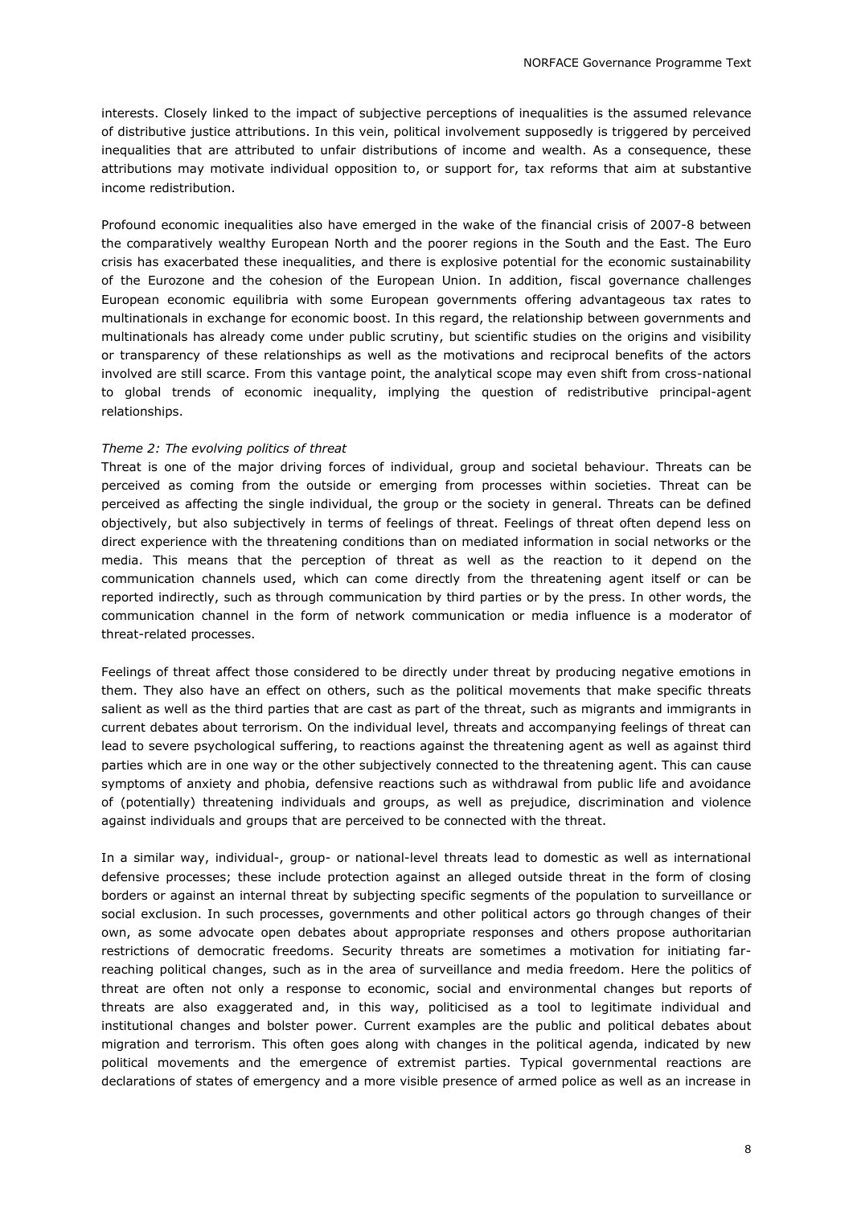interests. Closely linked to the impact of subjective perceptions of inequalities is the assumed relevance of distributive justice attributions. In this vein, political involvement supposedly is triggered by perceived inequalities that are attributed to unfair distributions of income and wealth. As a consequence, these attributions may motivate individual opposition to, or support for, tax reforms that aim at substantive income redistribution.

Profound economic inequalities also have emerged in the wake of the financial crisis of 2007-8 between the comparatively wealthy European North and the poorer regions in the South and the East. The Euro crisis has exacerbated these inequalities, and there is explosive potential for the economic sustainability of the Eurozone and the cohesion of the European Union. In addition, fiscal governance challenges European economic equilibria with some European governments offering advantageous tax rates to multinationals in exchange for economic boost. In this regard, the relationship between governments and multinationals has already come under public scrutiny, but scientific studies on the origins and visibility or transparency of these relationships as well as the motivations and reciprocal benefits of the actors involved are still scarce. From this vantage point, the analytical scope may even shift from cross-national to global trends of economic inequality, implying the question of redistributive principal-agent relationships.

*Theme 2: The evolving politics of threat*

Threat is one of the major driving forces of individual, group and societal behaviour. Threats can be perceived as coming from the outside or emerging from processes within societies. Threat can be perceived as affecting the single individual, the group or the society in general. Threats can be defined objectively, but also subjectively in terms of feelings of threat. Feelings of threat often depend less on direct experience with the threatening conditions than on mediated information in social networks or the media. This means that the perception of threat as well as the reaction to it depend on the communication channels used, which can come directly from the threatening agent itself or can be reported indirectly, such as through communication by third parties or by the press. In other words, the communication channel in the form of network communication or media influence is a moderator of threat-related processes.

Feelings of threat affect those considered to be directly under threat by producing negative emotions in them. They also have an effect on others, such as the political movements that make specific threats salient as well as the third parties that are cast as part of the threat, such as migrants and immigrants in current debates about terrorism. On the individual level, threats and accompanying feelings of threat can lead to severe psychological suffering, to reactions against the threatening agent as well as against third parties which are in one way or the other subjectively connected to the threatening agent. This can cause symptoms of anxiety and phobia, defensive reactions such as withdrawal from public life and avoidance of (potentially) threatening individuals and groups, as well as prejudice, discrimination and violence against individuals and groups that are perceived to be connected with the threat.

In a similar way, individual-, group- or national-level threats lead to domestic as well as international defensive processes; these include protection against an alleged outside threat in the form of closing borders or against an internal threat by subjecting specific segments of the population to surveillance or social exclusion. In such processes, governments and other political actors go through changes of their own, as some advocate open debates about appropriate responses and others propose authoritarian restrictions of democratic freedoms. Security threats are sometimes a motivation for initiating far-reaching political changes, such as in the area of surveillance and media freedom. Here the politics of threat are often not only a response to economic, social and environmental changes but reports of threats are also exaggerated and, in this way, politicised as a tool to legitimate individual and institutional changes and bolster power. Current examples are the public and political debates about migration and terrorism. This often goes along with changes in the political agenda, indicated by new political movements and the emergence of extremist parties. Typical governmental reactions are declarations of states of emergency and a more visible presence of armed police as well as an increase in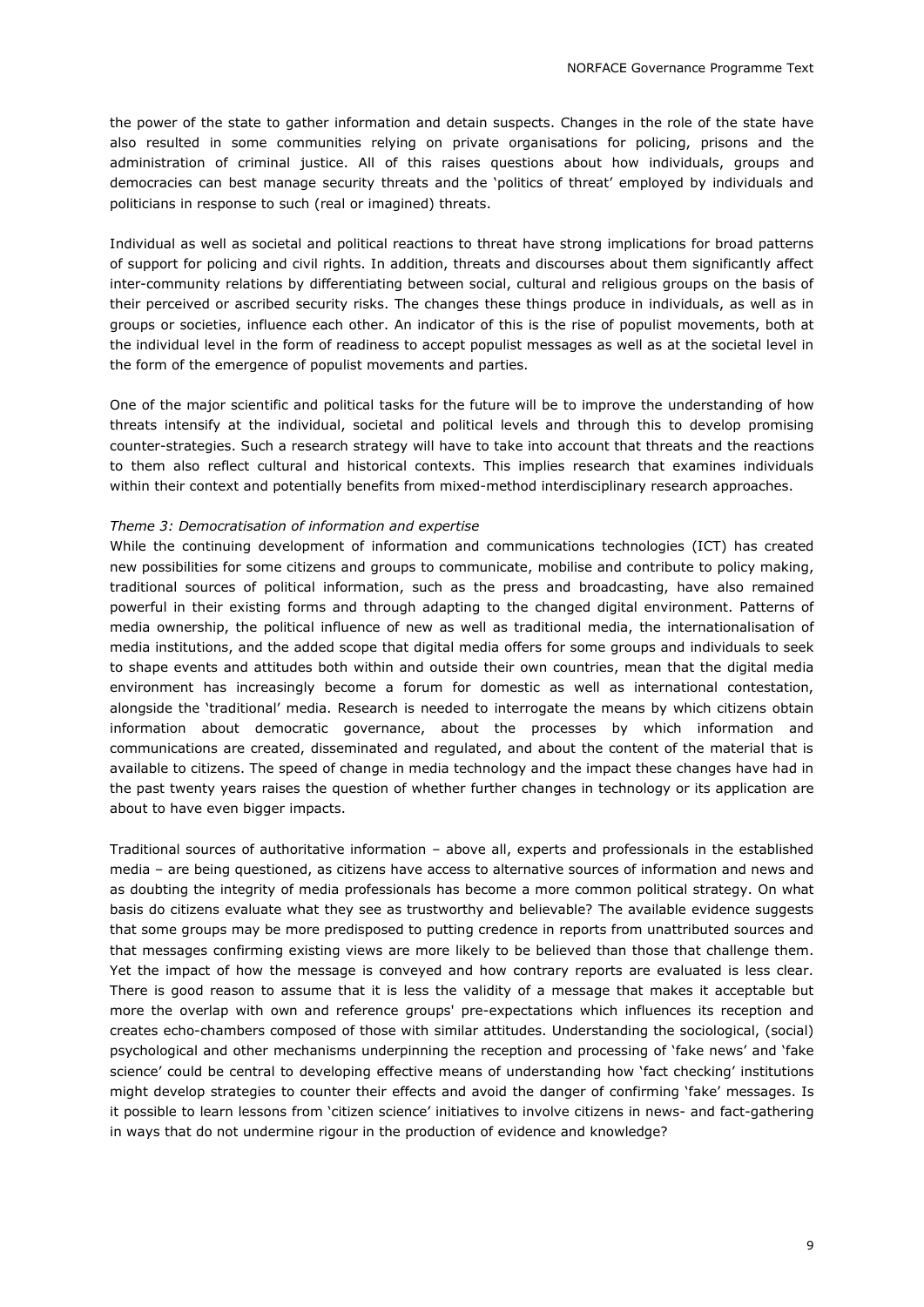the power of the state to gather information and detain suspects. Changes in the role of the state have also resulted in some communities relying on private organisations for policing, prisons and the administration of criminal justice. All of this raises questions about how individuals, groups and democracies can best manage security threats and the 'politics of threat' employed by individuals and politicians in response to such (real or imagined) threats.

Individual as well as societal and political reactions to threat have strong implications for broad patterns of support for policing and civil rights. In addition, threats and discourses about them significantly affect inter-community relations by differentiating between social, cultural and religious groups on the basis of their perceived or ascribed security risks. The changes these things produce in individuals, as well as in groups or societies, influence each other. An indicator of this is the rise of populist movements, both at the individual level in the form of readiness to accept populist messages as well as at the societal level in the form of the emergence of populist movements and parties.

One of the major scientific and political tasks for the future will be to improve the understanding of how threats intensify at the individual, societal and political levels and through this to develop promising counter-strategies. Such a research strategy will have to take into account that threats and the reactions to them also reflect cultural and historical contexts. This implies research that examines individuals within their context and potentially benefits from mixed-method interdisciplinary research approaches.

*Theme 3: Democratisation of information and expertise*

While the continuing development of information and communications technologies (ICT) has created new possibilities for some citizens and groups to communicate, mobilise and contribute to policy making, traditional sources of political information, such as the press and broadcasting, have also remained powerful in their existing forms and through adapting to the changed digital environment. Patterns of media ownership, the political influence of new as well as traditional media, the internationalisation of media institutions, and the added scope that digital media offers for some groups and individuals to seek to shape events and attitudes both within and outside their own countries, mean that the digital media environment has increasingly become a forum for domestic as well as international contestation, alongside the 'traditional' media. Research is needed to interrogate the means by which citizens obtain information about democratic governance, about the processes by which information and communications are created, disseminated and regulated, and about the content of the material that is available to citizens. The speed of change in media technology and the impact these changes have had in the past twenty years raises the question of whether further changes in technology or its application are about to have even bigger impacts.

Traditional sources of authoritative information – above all, experts and professionals in the established media – are being questioned, as citizens have access to alternative sources of information and news and as doubting the integrity of media professionals has become a more common political strategy. On what basis do citizens evaluate what they see as trustworthy and believable? The available evidence suggests that some groups may be more predisposed to putting credence in reports from unattributed sources and that messages confirming existing views are more likely to be believed than those that challenge them. Yet the impact of how the message is conveyed and how contrary reports are evaluated is less clear. There is good reason to assume that it is less the validity of a message that makes it acceptable but more the overlap with own and reference groups' pre-expectations which influences its reception and creates echo-chambers composed of those with similar attitudes. Understanding the sociological, (social) psychological and other mechanisms underpinning the reception and processing of 'fake news' and 'fake science' could be central to developing effective means of understanding how 'fact checking' institutions might develop strategies to counter their effects and avoid the danger of confirming 'fake' messages. Is it possible to learn lessons from 'citizen science' initiatives to involve citizens in news- and fact-gathering in ways that do not undermine rigour in the production of evidence and knowledge?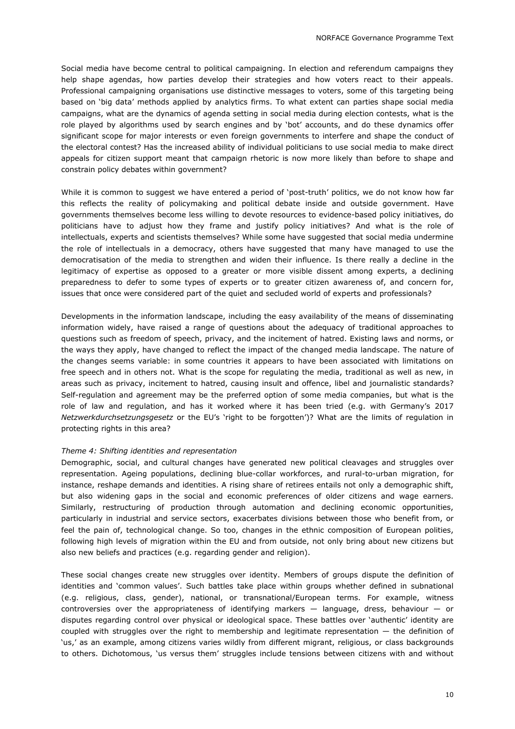Social media have become central to political campaigning. In election and referendum campaigns they help shape agendas, how parties develop their strategies and how voters react to their appeals. Professional campaigning organisations use distinctive messages to voters, some of this targeting being based on 'big data' methods applied by analytics firms. To what extent can parties shape social media campaigns, what are the dynamics of agenda setting in social media during election contests, what is the role played by algorithms used by search engines and by 'bot' accounts, and do these dynamics offer significant scope for major interests or even foreign governments to interfere and shape the conduct of the electoral contest? Has the increased ability of individual politicians to use social media to make direct appeals for citizen support meant that campaign rhetoric is now more likely than before to shape and constrain policy debates within government?

While it is common to suggest we have entered a period of 'post-truth' politics, we do not know how far this reflects the reality of policymaking and political debate inside and outside government. Have governments themselves become less willing to devote resources to evidence-based policy initiatives, do politicians have to adjust how they frame and justify policy initiatives? And what is the role of intellectuals, experts and scientists themselves? While some have suggested that social media undermine the role of intellectuals in a democracy, others have suggested that many have managed to use the democratisation of the media to strengthen and widen their influence. Is there really a decline in the legitimacy of expertise as opposed to a greater or more visible dissent among experts, a declining preparedness to defer to some types of experts or to greater citizen awareness of, and concern for, issues that once were considered part of the quiet and secluded world of experts and professionals?

Developments in the information landscape, including the easy availability of the means of disseminating information widely, have raised a range of questions about the adequacy of traditional approaches to questions such as freedom of speech, privacy, and the incitement of hatred. Existing laws and norms, or the ways they apply, have changed to reflect the impact of the changed media landscape. The nature of the changes seems variable: in some countries it appears to have been associated with limitations on free speech and in others not. What is the scope for regulating the media, traditional as well as new, in areas such as privacy, incitement to hatred, causing insult and offence, libel and journalistic standards? Self-regulation and agreement may be the preferred option of some media companies, but what is the role of law and regulation, and has it worked where it has been tried (e.g. with Germany's 2017 *Netzwerkdurchsetzungsgesetz* or the EU's 'right to be forgotten')? What are the limits of regulation in protecting rights in this area?

*Theme 4: Shifting identities and representation*

Demographic, social, and cultural changes have generated new political cleavages and struggles over representation. Ageing populations, declining blue-collar workforces, and rural-to-urban migration, for instance, reshape demands and identities. A rising share of retirees entails not only a demographic shift, but also widening gaps in the social and economic preferences of older citizens and wage earners. Similarly, restructuring of production through automation and declining economic opportunities, particularly in industrial and service sectors, exacerbates divisions between those who benefit from, or feel the pain of, technological change. So too, changes in the ethnic composition of European polities, following high levels of migration within the EU and from outside, not only bring about new citizens but also new beliefs and practices (e.g. regarding gender and religion).

These social changes create new struggles over identity. Members of groups dispute the definition of identities and 'common values'. Such battles take place within groups whether defined in subnational (e.g. religious, class, gender), national, or transnational/European terms. For example, witness controversies over the appropriateness of identifying markers — language, dress, behaviour — or disputes regarding control over physical or ideological space. These battles over 'authentic' identity are coupled with struggles over the right to membership and legitimate representation — the definition of 'us,' as an example, among citizens varies wildly from different migrant, religious, or class backgrounds to others. Dichotomous, 'us versus them' struggles include tensions between citizens with and without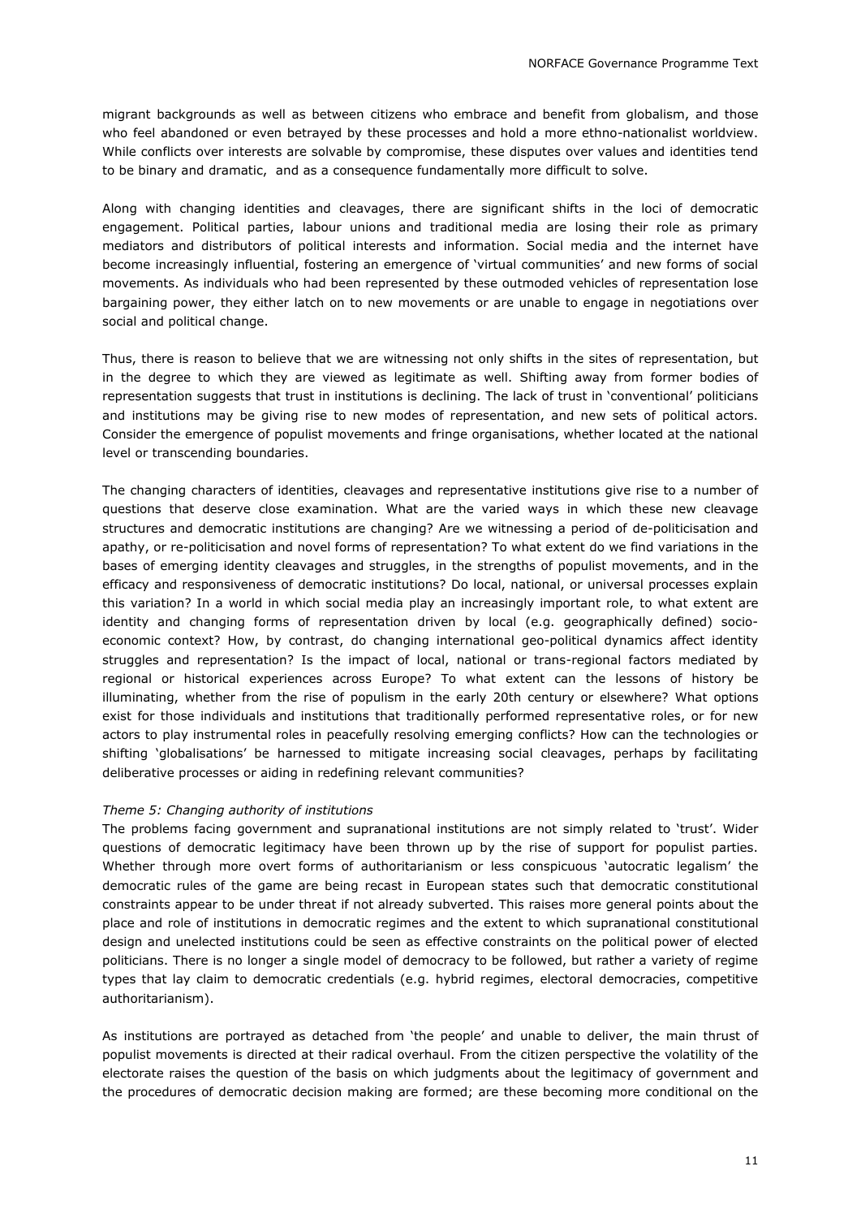migrant backgrounds as well as between citizens who embrace and benefit from globalism, and those who feel abandoned or even betrayed by these processes and hold a more ethno-nationalist worldview. While conflicts over interests are solvable by compromise, these disputes over values and identities tend to be binary and dramatic, and as a consequence fundamentally more difficult to solve.

Along with changing identities and cleavages, there are significant shifts in the loci of democratic engagement. Political parties, labour unions and traditional media are losing their role as primary mediators and distributors of political interests and information. Social media and the internet have become increasingly influential, fostering an emergence of 'virtual communities' and new forms of social movements. As individuals who had been represented by these outmoded vehicles of representation lose bargaining power, they either latch on to new movements or are unable to engage in negotiations over social and political change.

Thus, there is reason to believe that we are witnessing not only shifts in the sites of representation, but in the degree to which they are viewed as legitimate as well. Shifting away from former bodies of representation suggests that trust in institutions is declining. The lack of trust in 'conventional' politicians and institutions may be giving rise to new modes of representation, and new sets of political actors. Consider the emergence of populist movements and fringe organisations, whether located at the national level or transcending boundaries.

The changing characters of identities, cleavages and representative institutions give rise to a number of questions that deserve close examination. What are the varied ways in which these new cleavage structures and democratic institutions are changing? Are we witnessing a period of de-politicisation and apathy, or re-politicisation and novel forms of representation? To what extent do we find variations in the bases of emerging identity cleavages and struggles, in the strengths of populist movements, and in the efficacy and responsiveness of democratic institutions? Do local, national, or universal processes explain this variation? In a world in which social media play an increasingly important role, to what extent are identity and changing forms of representation driven by local (e.g. geographically defined) socio-economic context? How, by contrast, do changing international geo-political dynamics affect identity struggles and representation? Is the impact of local, national or trans-regional factors mediated by regional or historical experiences across Europe? To what extent can the lessons of history be illuminating, whether from the rise of populism in the early 20th century or elsewhere? What options exist for those individuals and institutions that traditionally performed representative roles, or for new actors to play instrumental roles in peacefully resolving emerging conflicts? How can the technologies or shifting 'globalisations' be harnessed to mitigate increasing social cleavages, perhaps by facilitating deliberative processes or aiding in redefining relevant communities?

*Theme 5: Changing authority of institutions*

The problems facing government and supranational institutions are not simply related to 'trust'. Wider questions of democratic legitimacy have been thrown up by the rise of support for populist parties. Whether through more overt forms of authoritarianism or less conspicuous 'autocratic legalism' the democratic rules of the game are being recast in European states such that democratic constitutional constraints appear to be under threat if not already subverted. This raises more general points about the place and role of institutions in democratic regimes and the extent to which supranational constitutional design and unelected institutions could be seen as effective constraints on the political power of elected politicians. There is no longer a single model of democracy to be followed, but rather a variety of regime types that lay claim to democratic credentials (e.g. hybrid regimes, electoral democracies, competitive authoritarianism).

As institutions are portrayed as detached from 'the people' and unable to deliver, the main thrust of populist movements is directed at their radical overhaul. From the citizen perspective the volatility of the electorate raises the question of the basis on which judgments about the legitimacy of government and the procedures of democratic decision making are formed; are these becoming more conditional on the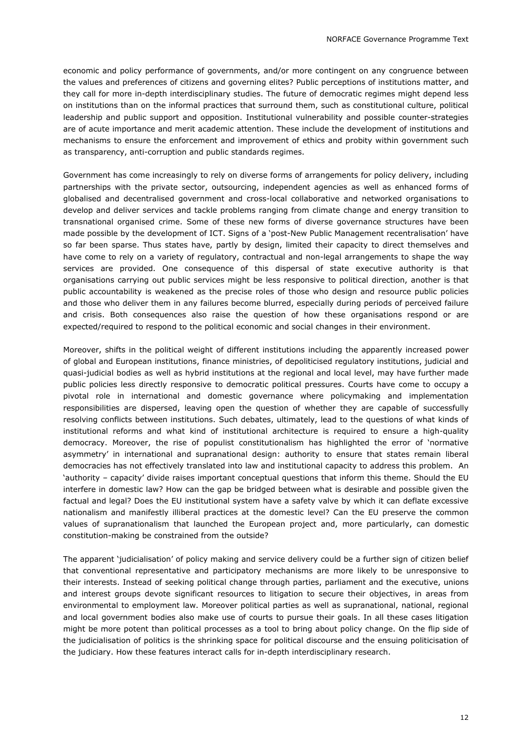economic and policy performance of governments, and/or more contingent on any congruence between the values and preferences of citizens and governing elites? Public perceptions of institutions matter, and they call for more in-depth interdisciplinary studies. The future of democratic regimes might depend less on institutions than on the informal practices that surround them, such as constitutional culture, political leadership and public support and opposition. Institutional vulnerability and possible counter-strategies are of acute importance and merit academic attention. These include the development of institutions and mechanisms to ensure the enforcement and improvement of ethics and probity within government such as transparency, anti-corruption and public standards regimes.

Government has come increasingly to rely on diverse forms of arrangements for policy delivery, including partnerships with the private sector, outsourcing, independent agencies as well as enhanced forms of globalised and decentralised government and cross-local collaborative and networked organisations to develop and deliver services and tackle problems ranging from climate change and energy transition to transnational organised crime. Some of these new forms of diverse governance structures have been made possible by the development of ICT. Signs of a 'post-New Public Management recentralisation' have so far been sparse. Thus states have, partly by design, limited their capacity to direct themselves and have come to rely on a variety of regulatory, contractual and non-legal arrangements to shape the way services are provided. One consequence of this dispersal of state executive authority is that organisations carrying out public services might be less responsive to political direction, another is that public accountability is weakened as the precise roles of those who design and resource public policies and those who deliver them in any failures become blurred, especially during periods of perceived failure and crisis. Both consequences also raise the question of how these organisations respond or are expected/required to respond to the political economic and social changes in their environment.

Moreover, shifts in the political weight of different institutions including the apparently increased power of global and European institutions, finance ministries, of depoliticised regulatory institutions, judicial and quasi-judicial bodies as well as hybrid institutions at the regional and local level, may have further made public policies less directly responsive to democratic political pressures. Courts have come to occupy a pivotal role in international and domestic governance where policymaking and implementation responsibilities are dispersed, leaving open the question of whether they are capable of successfully resolving conflicts between institutions. Such debates, ultimately, lead to the questions of what kinds of institutional reforms and what kind of institutional architecture is required to ensure a high-quality democracy. Moreover, the rise of populist constitutionalism has highlighted the error of 'normative asymmetry' in international and supranational design: authority to ensure that states remain liberal democracies has not effectively translated into law and institutional capacity to address this problem. An 'authority – capacity' divide raises important conceptual questions that inform this theme. Should the EU interfere in domestic law? How can the gap be bridged between what is desirable and possible given the factual and legal? Does the EU institutional system have a safety valve by which it can deflate excessive nationalism and manifestly illiberal practices at the domestic level? Can the EU preserve the common values of supranationalism that launched the European project and, more particularly, can domestic constitution-making be constrained from the outside?

The apparent 'judicialisation' of policy making and service delivery could be a further sign of citizen belief that conventional representative and participatory mechanisms are more likely to be unresponsive to their interests. Instead of seeking political change through parties, parliament and the executive, unions and interest groups devote significant resources to litigation to secure their objectives, in areas from environmental to employment law. Moreover political parties as well as supranational, national, regional and local government bodies also make use of courts to pursue their goals. In all these cases litigation might be more potent than political processes as a tool to bring about policy change. On the flip side of the judicialisation of politics is the shrinking space for political discourse and the ensuing politicisation of the judiciary. How these features interact calls for in-depth interdisciplinary research.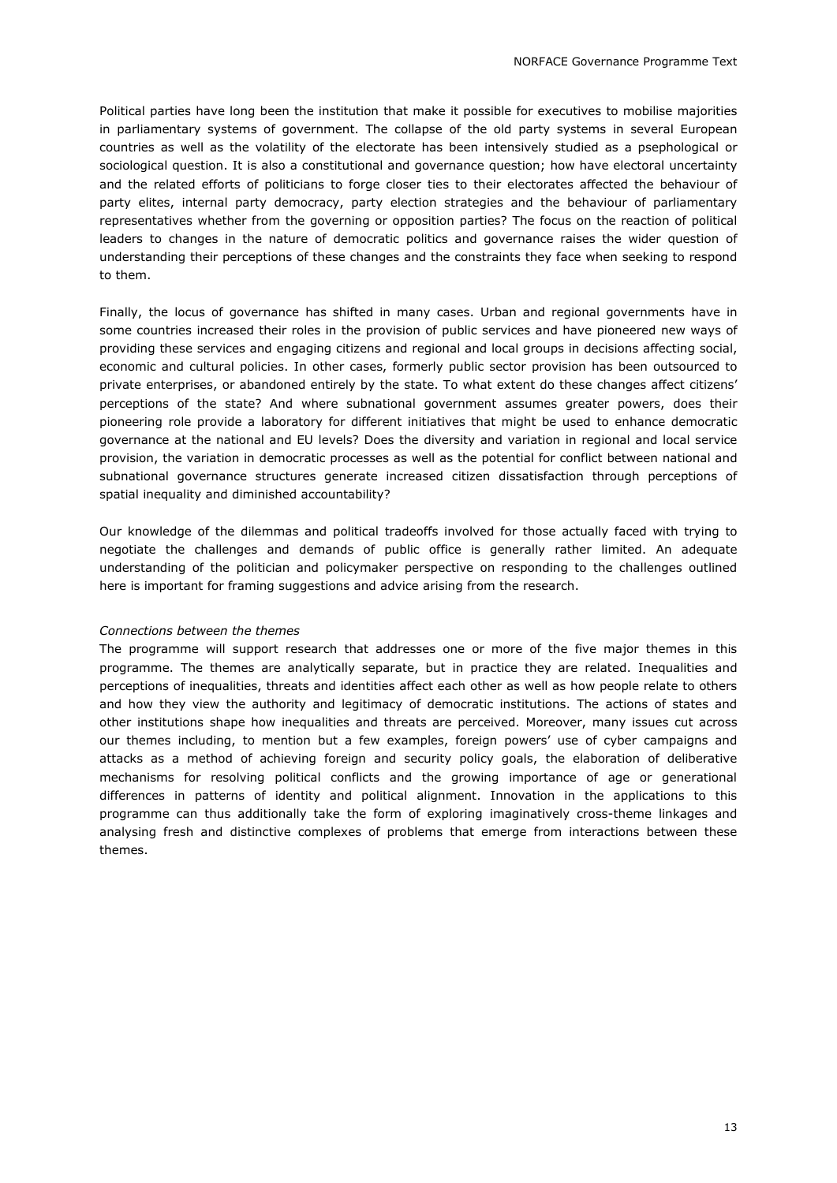Political parties have long been the institution that make it possible for executives to mobilise majorities in parliamentary systems of government. The collapse of the old party systems in several European countries as well as the volatility of the electorate has been intensively studied as a psephological or sociological question. It is also a constitutional and governance question; how have electoral uncertainty and the related efforts of politicians to forge closer ties to their electorates affected the behaviour of party elites, internal party democracy, party election strategies and the behaviour of parliamentary representatives whether from the governing or opposition parties? The focus on the reaction of political leaders to changes in the nature of democratic politics and governance raises the wider question of understanding their perceptions of these changes and the constraints they face when seeking to respond to them.

Finally, the locus of governance has shifted in many cases. Urban and regional governments have in some countries increased their roles in the provision of public services and have pioneered new ways of providing these services and engaging citizens and regional and local groups in decisions affecting social, economic and cultural policies. In other cases, formerly public sector provision has been outsourced to private enterprises, or abandoned entirely by the state. To what extent do these changes affect citizens' perceptions of the state? And where subnational government assumes greater powers, does their pioneering role provide a laboratory for different initiatives that might be used to enhance democratic governance at the national and EU levels? Does the diversity and variation in regional and local service provision, the variation in democratic processes as well as the potential for conflict between national and subnational governance structures generate increased citizen dissatisfaction through perceptions of spatial inequality and diminished accountability?

Our knowledge of the dilemmas and political tradeoffs involved for those actually faced with trying to negotiate the challenges and demands of public office is generally rather limited. An adequate understanding of the politician and policymaker perspective on responding to the challenges outlined here is important for framing suggestions and advice arising from the research.

*Connections between the themes*

The programme will support research that addresses one or more of the five major themes in this programme. The themes are analytically separate, but in practice they are related. Inequalities and perceptions of inequalities, threats and identities affect each other as well as how people relate to others and how they view the authority and legitimacy of democratic institutions. The actions of states and other institutions shape how inequalities and threats are perceived. Moreover, many issues cut across our themes including, to mention but a few examples, foreign powers' use of cyber campaigns and attacks as a method of achieving foreign and security policy goals, the elaboration of deliberative mechanisms for resolving political conflicts and the growing importance of age or generational differences in patterns of identity and political alignment. Innovation in the applications to this programme can thus additionally take the form of exploring imaginatively cross-theme linkages and analysing fresh and distinctive complexes of problems that emerge from interactions between these themes.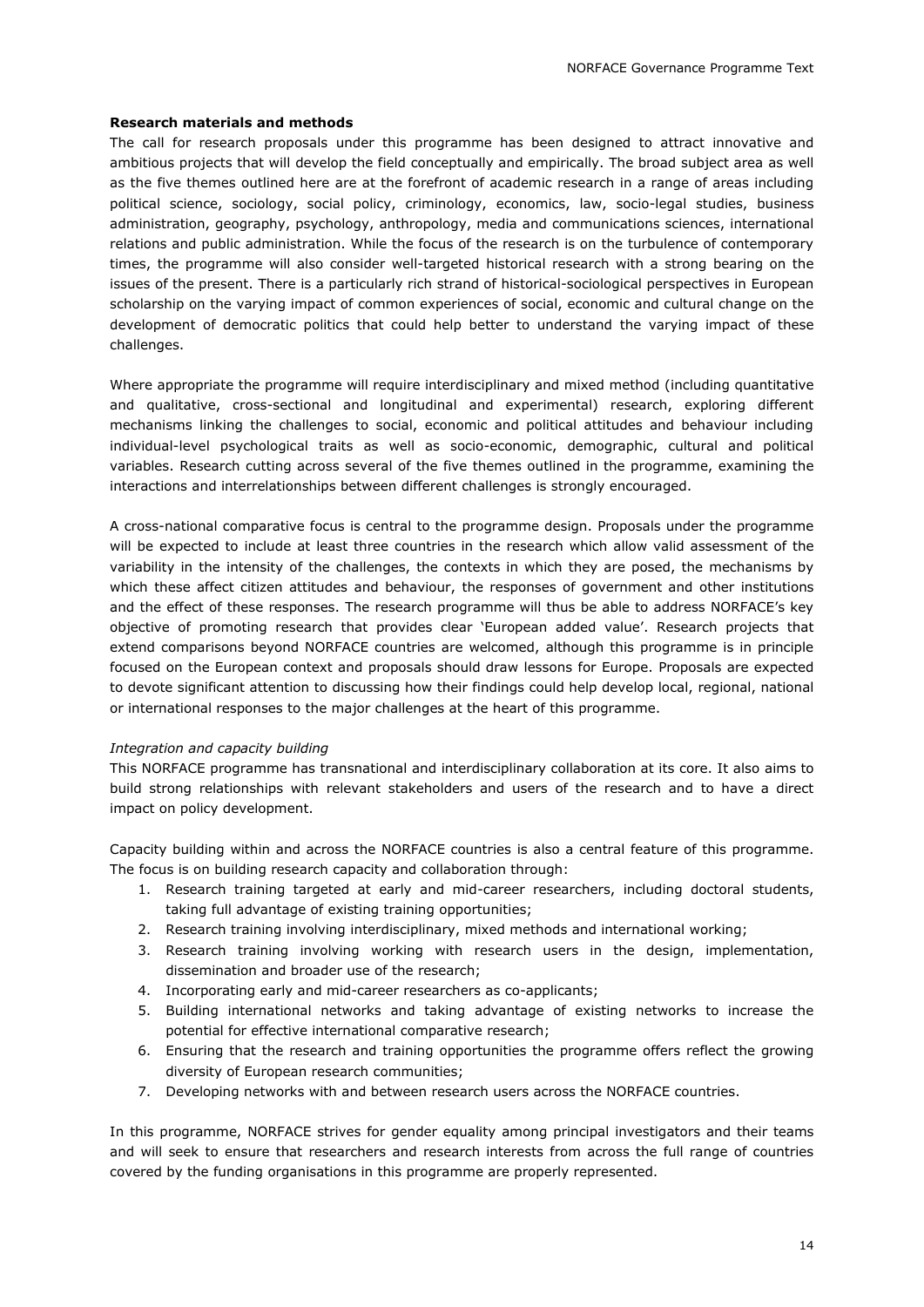**Research materials and methods**

The call for research proposals under this programme has been designed to attract innovative and ambitious projects that will develop the field conceptually and empirically. The broad subject area as well as the five themes outlined here are at the forefront of academic research in a range of areas including political science, sociology, social policy, criminology, economics, law, socio-legal studies, business administration, geography, psychology, anthropology, media and communications sciences, international relations and public administration. While the focus of the research is on the turbulence of contemporary times, the programme will also consider well-targeted historical research with a strong bearing on the issues of the present. There is a particularly rich strand of historical-sociological perspectives in European scholarship on the varying impact of common experiences of social, economic and cultural change on the development of democratic politics that could help better to understand the varying impact of these challenges.

Where appropriate the programme will require interdisciplinary and mixed method (including quantitative and qualitative, cross-sectional and longitudinal and experimental) research, exploring different mechanisms linking the challenges to social, economic and political attitudes and behaviour including individual-level psychological traits as well as socio-economic, demographic, cultural and political variables. Research cutting across several of the five themes outlined in the programme, examining the interactions and interrelationships between different challenges is strongly encouraged.

A cross-national comparative focus is central to the programme design. Proposals under the programme will be expected to include at least three countries in the research which allow valid assessment of the variability in the intensity of the challenges, the contexts in which they are posed, the mechanisms by which these affect citizen attitudes and behaviour, the responses of government and other institutions and the effect of these responses. The research programme will thus be able to address NORFACE's key objective of promoting research that provides clear 'European added value'. Research projects that extend comparisons beyond NORFACE countries are welcomed, although this programme is in principle focused on the European context and proposals should draw lessons for Europe. Proposals are expected to devote significant attention to discussing how their findings could help develop local, regional, national or international responses to the major challenges at the heart of this programme.

*Integration and capacity building*

This NORFACE programme has transnational and interdisciplinary collaboration at its core. It also aims to build strong relationships with relevant stakeholders and users of the research and to have a direct impact on policy development.

Capacity building within and across the NORFACE countries is also a central feature of this programme. The focus is on building research capacity and collaboration through:

1. Research training targeted at early and mid-career researchers, including doctoral students, taking full advantage of existing training opportunities;
2. Research training involving interdisciplinary, mixed methods and international working;
3. Research training involving working with research users in the design, implementation, dissemination and broader use of the research;
4. Incorporating early and mid-career researchers as co-applicants;
5. Building international networks and taking advantage of existing networks to increase the potential for effective international comparative research;
6. Ensuring that the research and training opportunities the programme offers reflect the growing diversity of European research communities;
7. Developing networks with and between research users across the NORFACE countries.

In this programme, NORFACE strives for gender equality among principal investigators and their teams and will seek to ensure that researchers and research interests from across the full range of countries covered by the funding organisations in this programme are properly represented.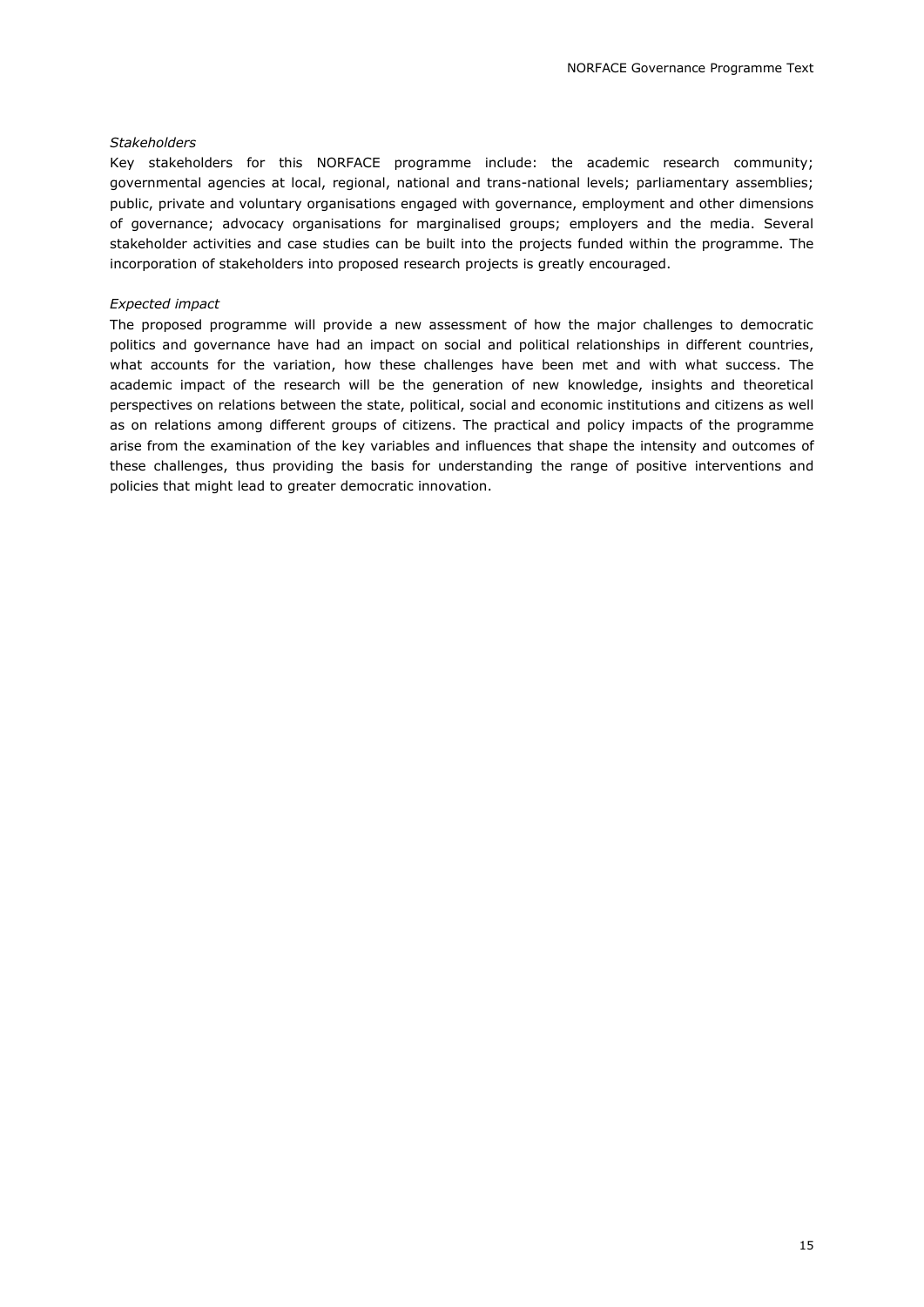*Stakeholders*

Key stakeholders for this NORFACE programme include: the academic research community; governmental agencies at local, regional, national and trans-national levels; parliamentary assemblies; public, private and voluntary organisations engaged with governance, employment and other dimensions of governance; advocacy organisations for marginalised groups; employers and the media. Several stakeholder activities and case studies can be built into the projects funded within the programme. The incorporation of stakeholders into proposed research projects is greatly encouraged.

*Expected impact*

The proposed programme will provide a new assessment of how the major challenges to democratic politics and governance have had an impact on social and political relationships in different countries, what accounts for the variation, how these challenges have been met and with what success. The academic impact of the research will be the generation of new knowledge, insights and theoretical perspectives on relations between the state, political, social and economic institutions and citizens as well as on relations among different groups of citizens. The practical and policy impacts of the programme arise from the examination of the key variables and influences that shape the intensity and outcomes of these challenges, thus providing the basis for understanding the range of positive interventions and policies that might lead to greater democratic innovation.